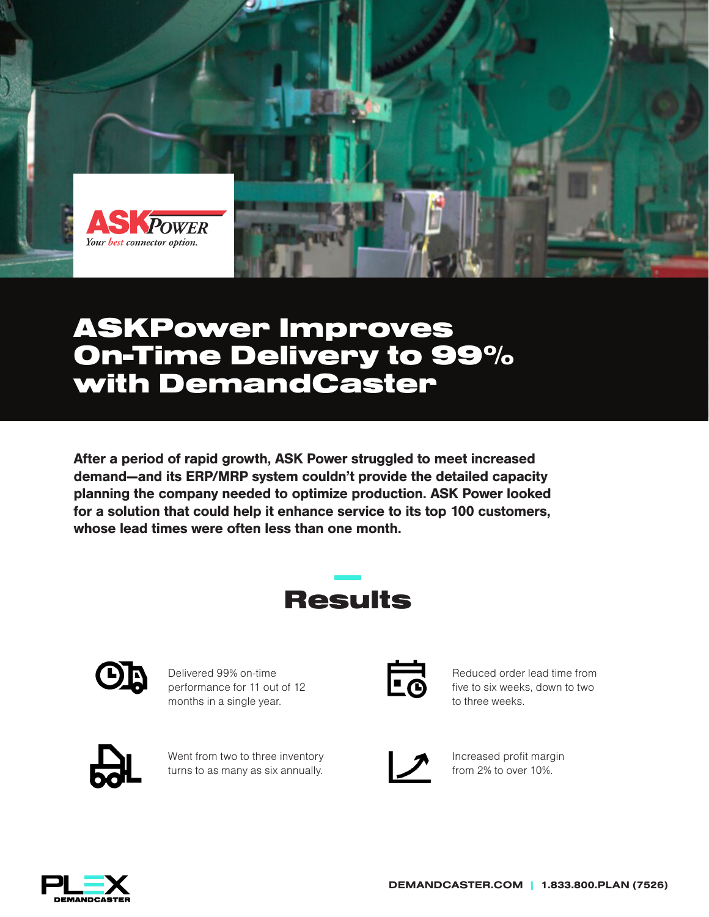ASKPower

*Your best connector option.*

# ASKPower Improves On-Time Delivery to 99% with DemandCaster

**After a period of rapid growth, ASK Power struggled to meet increased demand—and its ERP/MRP system couldn't provide the detailed capacity planning the company needed to optimize production. ASK Power looked for a solution that could help it enhance service to its top 100 customers, whose lead times were often less than one month.**

## Results

- Delivered 99% on-time performance for 11 out of 12 months in a single year.
- Reduced order lead time from five to six weeks, down to two to three weeks.
- Went from two to three inventory turns to as many as six annually.
- Increased profit margin from 2% to over 10%.

PLEX DEMANDCASTER

DEMANDCASTER.COM | 1.833.800.PLAN (7526)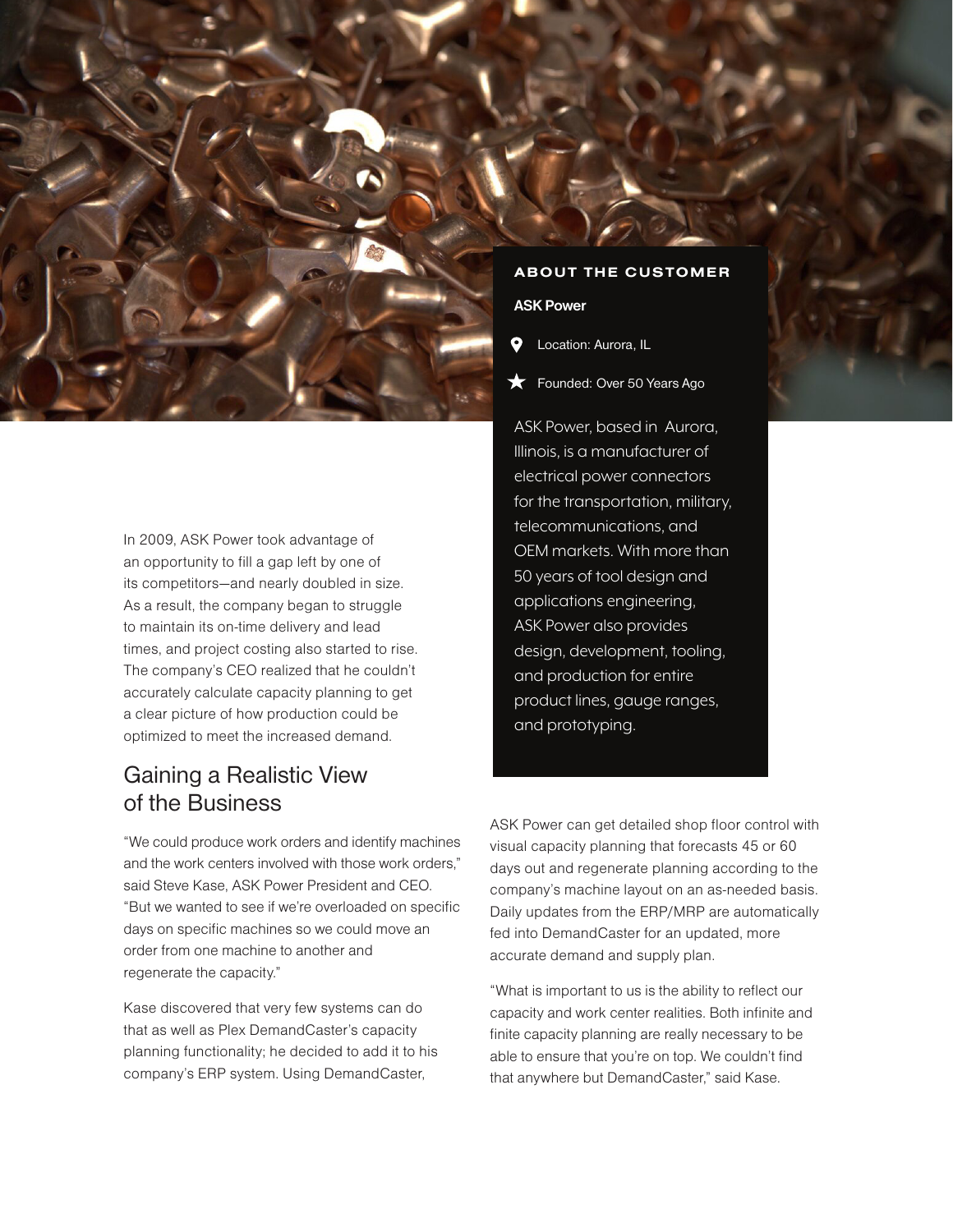## ABOUT THE CUSTOMER

**ASK Power**

- Location: Aurora, IL
- Founded: Over 50 Years Ago

ASK Power, based in Aurora, Illinois, is a manufacturer of electrical power connectors for the transportation, military, telecommunications, and OEM markets. With more than 50 years of tool design and applications engineering, ASK Power also provides design, development, tooling, and production for entire product lines, gauge ranges, and prototyping.

In 2009, ASK Power took advantage of an opportunity to fill a gap left by one of its competitors—and nearly doubled in size. As a result, the company began to struggle to maintain its on-time delivery and lead times, and project costing also started to rise. The company's CEO realized that he couldn't accurately calculate capacity planning to get a clear picture of how production could be optimized to meet the increased demand.

## Gaining a Realistic View of the Business

"We could produce work orders and identify machines and the work centers involved with those work orders," said Steve Kase, ASK Power President and CEO. "But we wanted to see if we're overloaded on specific days on specific machines so we could move an order from one machine to another and regenerate the capacity."

Kase discovered that very few systems can do that as well as Plex DemandCaster's capacity planning functionality; he decided to add it to his company's ERP system. Using DemandCaster, ASK Power can get detailed shop floor control with visual capacity planning that forecasts 45 or 60 days out and regenerate planning according to the company's machine layout on an as-needed basis. Daily updates from the ERP/MRP are automatically fed into DemandCaster for an updated, more accurate demand and supply plan.

"What is important to us is the ability to reflect our capacity and work center realities. Both infinite and finite capacity planning are really necessary to be able to ensure that you're on top. We couldn't find that anywhere but DemandCaster," said Kase.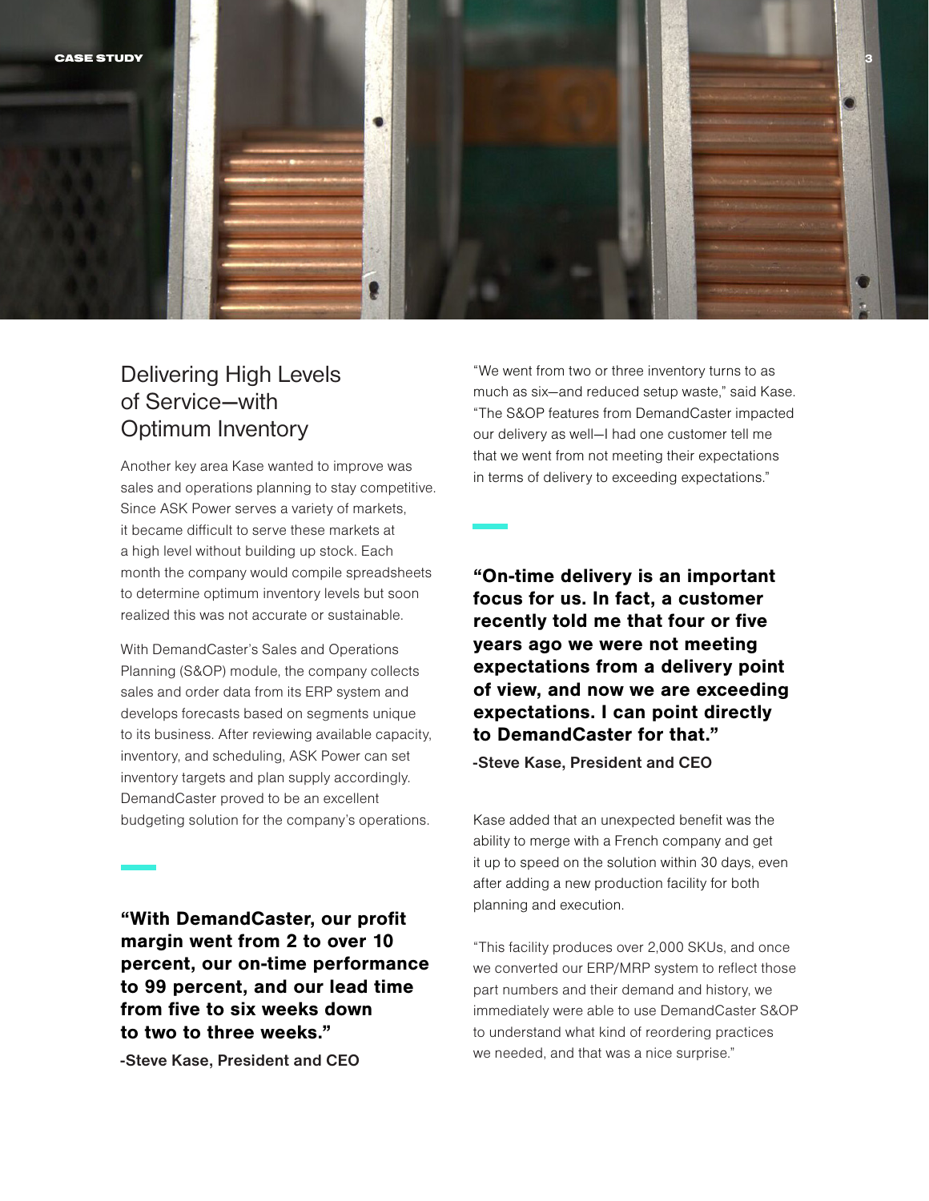## Delivering High Levels of Service—with Optimum Inventory

Another key area Kase wanted to improve was sales and operations planning to stay competitive. Since ASK Power serves a variety of markets, it became difficult to serve these markets at a high level without building up stock. Each month the company would compile spreadsheets to determine optimum inventory levels but soon realized this was not accurate or sustainable.

With DemandCaster's Sales and Operations Planning (S&OP) module, the company collects sales and order data from its ERP system and develops forecasts based on segments unique to its business. After reviewing available capacity, inventory, and scheduling, ASK Power can set inventory targets and plan supply accordingly. DemandCaster proved to be an excellent budgeting solution for the company's operations.

**"With DemandCaster, our profit margin went from 2 to over 10 percent, our on-time performance to 99 percent, and our lead time from five to six weeks down to two to three weeks."**

**-Steve Kase, President and CEO**

"We went from two or three inventory turns to as much as six—and reduced setup waste," said Kase. "The S&OP features from DemandCaster impacted our delivery as well—I had one customer tell me that we went from not meeting their expectations in terms of delivery to exceeding expectations."

**"On-time delivery is an important focus for us. In fact, a customer recently told me that four or five years ago we were not meeting expectations from a delivery point of view, and now we are exceeding expectations. I can point directly to DemandCaster for that."**

**-Steve Kase, President and CEO**

Kase added that an unexpected benefit was the ability to merge with a French company and get it up to speed on the solution within 30 days, even after adding a new production facility for both planning and execution.

"This facility produces over 2,000 SKUs, and once we converted our ERP/MRP system to reflect those part numbers and their demand and history, we immediately were able to use DemandCaster S&OP to understand what kind of reordering practices we needed, and that was a nice surprise."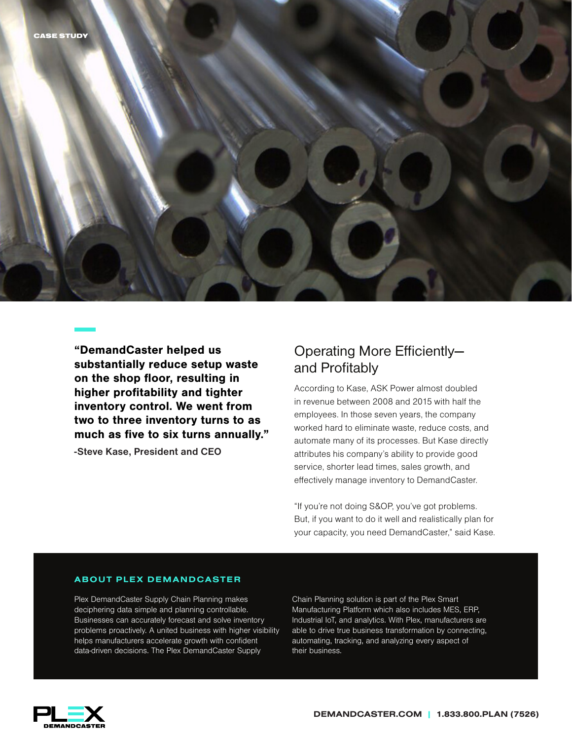CASE STUDY

**"DemandCaster helped us substantially reduce setup waste on the shop floor, resulting in higher profitability and tighter inventory control. We went from two to three inventory turns to as much as five to six turns annually."**

**-Steve Kase, President and CEO**

## Operating More Efficiently—and Profitably

According to Kase, ASK Power almost doubled in revenue between 2008 and 2015 with half the employees. In those seven years, the company worked hard to eliminate waste, reduce costs, and automate many of its processes. But Kase directly attributes his company's ability to provide good service, shorter lead times, sales growth, and effectively manage inventory to DemandCaster.

"If you're not doing S&OP, you've got problems. But, if you want to do it well and realistically plan for your capacity, you need DemandCaster," said Kase.

### ABOUT PLEX DEMANDCASTER

Plex DemandCaster Supply Chain Planning makes deciphering data simple and planning controllable. Businesses can accurately forecast and solve inventory problems proactively. A united business with higher visibility helps manufacturers accelerate growth with confident data-driven decisions. The Plex DemandCaster Supply Chain Planning solution is part of the Plex Smart Manufacturing Platform which also includes MES, ERP, Industrial IoT, and analytics. With Plex, manufacturers are able to drive true business transformation by connecting, automating, tracking, and analyzing every aspect of their business.

PLEX DEMANDCASTER

DEMANDCASTER.COM | 1.833.800.PLAN (7526)